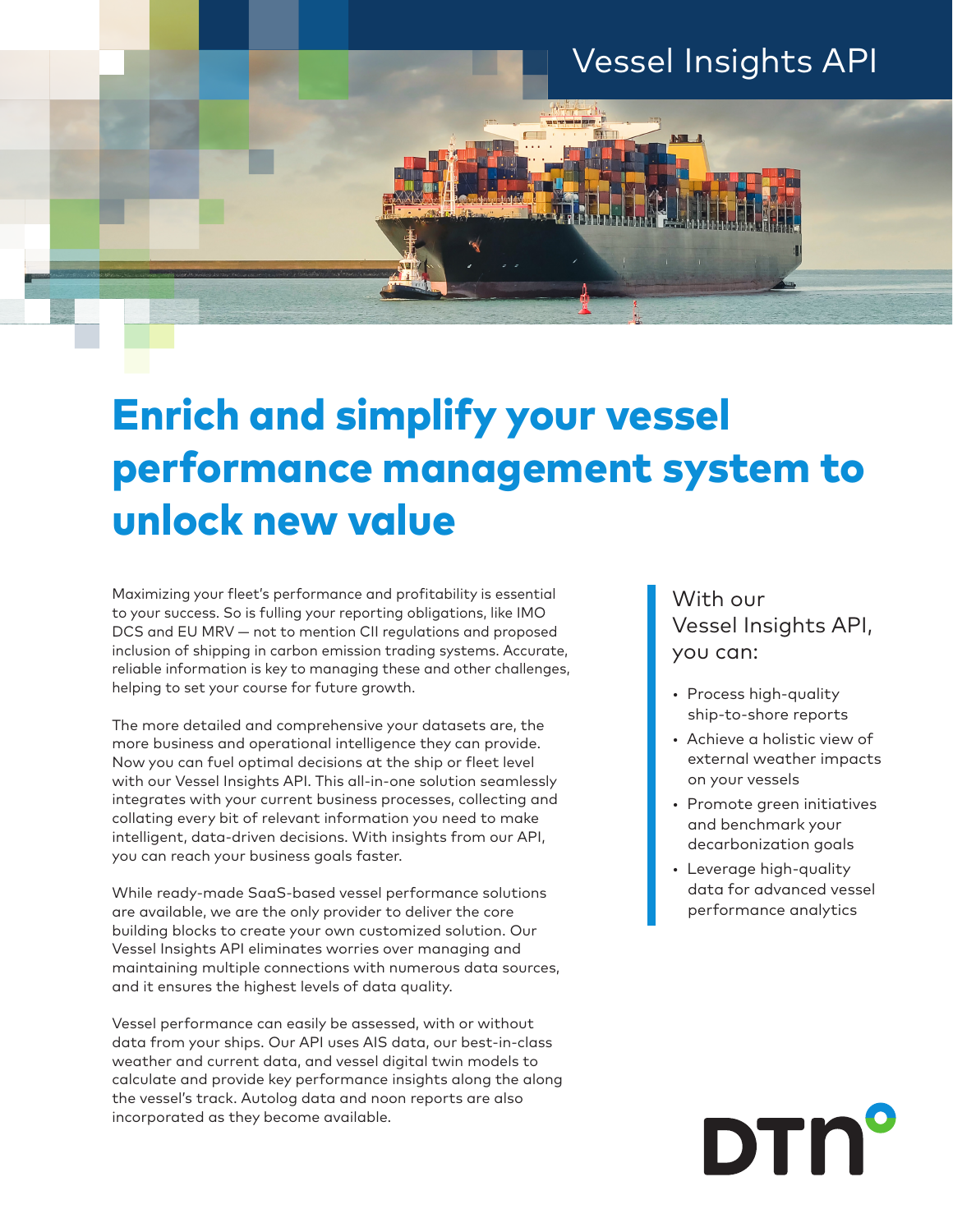# Vessel Insights API

# Enrich and simplify your vessel performance management system to unlock new value

Maximizing your fleet's performance and profitability is essential to your success. So is fulling your reporting obligations, like IMO DCS and EU MRV — not to mention CII regulations and proposed inclusion of shipping in carbon emission trading systems. Accurate, reliable information is key to managing these and other challenges, helping to set your course for future growth.

The more detailed and comprehensive your datasets are, the more business and operational intelligence they can provide. Now you can fuel optimal decisions at the ship or fleet level with our Vessel Insights API. This all-in-one solution seamlessly integrates with your current business processes, collecting and collating every bit of relevant information you need to make intelligent, data-driven decisions. With insights from our API, you can reach your business goals faster.

While ready-made SaaS-based vessel performance solutions are available, we are the only provider to deliver the core building blocks to create your own customized solution. Our Vessel Insights API eliminates worries over managing and maintaining multiple connections with numerous data sources, and it ensures the highest levels of data quality.

Vessel performance can easily be assessed, with or without data from your ships. Our API uses AIS data, our best-in-class weather and current data, and vessel digital twin models to calculate and provide key performance insights along the along the vessel's track. Autolog data and noon reports are also incorporated as they become available.

## With our Vessel Insights API, you can:

- Process high-quality ship-to-shore reports
- Achieve a holistic view of external weather impacts on your vessels
- Promote green initiatives and benchmark your decarbonization goals
- Leverage high-quality data for advanced vessel performance analytics

DTN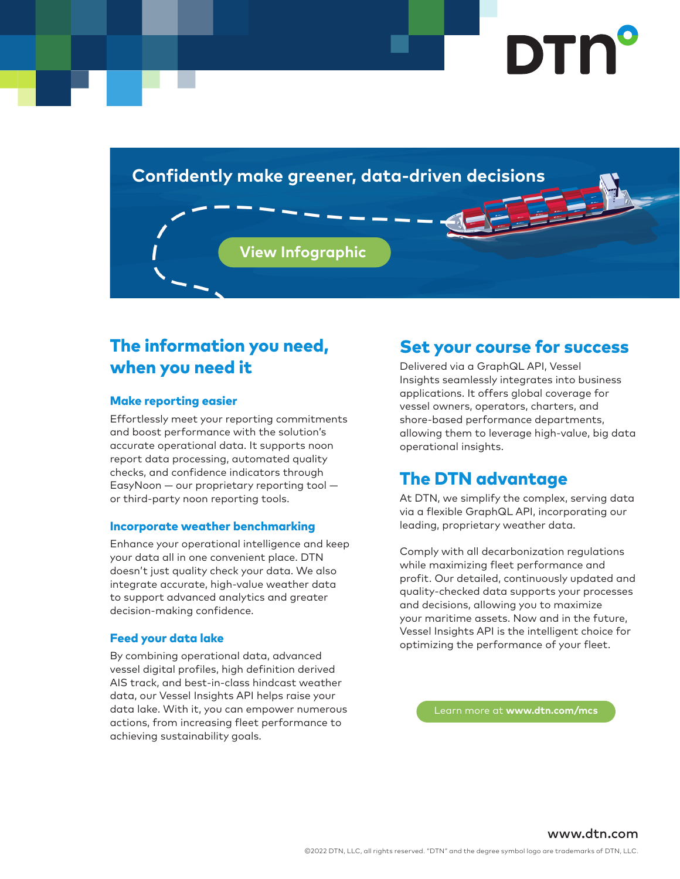## Confidently make greener, data-driven decisions

View Infographic

## The information you need, when you need it

### Make reporting easier

Effortlessly meet your reporting commitments and boost performance with the solution's accurate operational data. It supports noon report data processing, automated quality checks, and confidence indicators through EasyNoon — our proprietary reporting tool — or third-party noon reporting tools.

### Incorporate weather benchmarking

Enhance your operational intelligence and keep your data all in one convenient place. DTN doesn't just quality check your data. We also integrate accurate, high-value weather data to support advanced analytics and greater decision-making confidence.

### Feed your data lake

By combining operational data, advanced vessel digital profiles, high definition derived AIS track, and best-in-class hindcast weather data, our Vessel Insights API helps raise your data lake. With it, you can empower numerous actions, from increasing fleet performance to achieving sustainability goals.

## Set your course for success

Delivered via a GraphQL API, Vessel Insights seamlessly integrates into business applications. It offers global coverage for vessel owners, operators, charters, and shore-based performance departments, allowing them to leverage high-value, big data operational insights.

## The DTN advantage

At DTN, we simplify the complex, serving data via a flexible GraphQL API, incorporating our leading, proprietary weather data.

Comply with all decarbonization regulations while maximizing fleet performance and profit. Our detailed, continuously updated and quality-checked data supports your processes and decisions, allowing you to maximize your maritime assets. Now and in the future, Vessel Insights API is the intelligent choice for optimizing the performance of your fleet.

Learn more at **www.dtn.com/mcs**

www.dtn.com

©2022 DTN, LLC, all rights reserved. "DTN" and the degree symbol logo are trademarks of DTN, LLC.